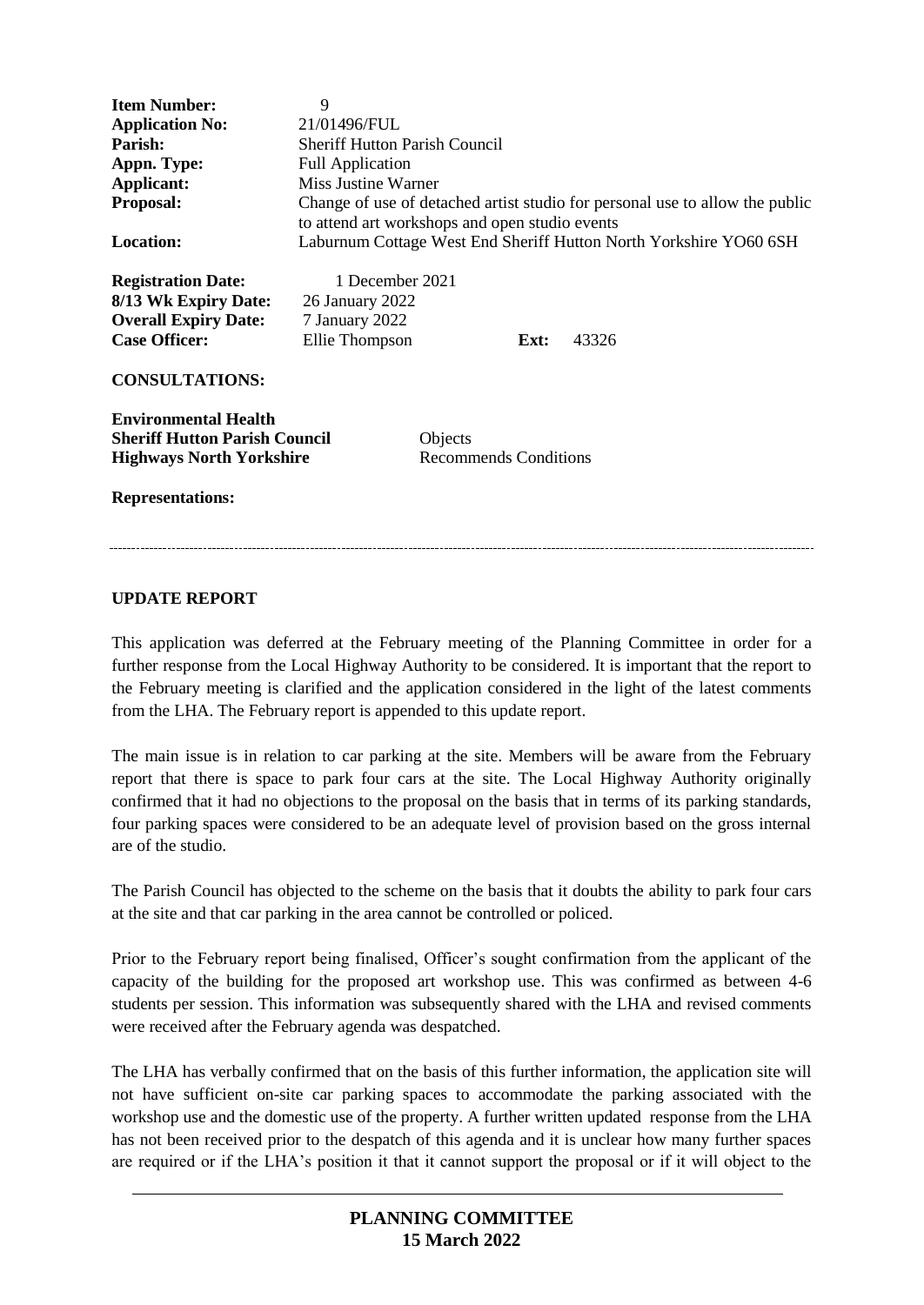| | |
|---|---|
| **Item Number:** | 9 |
| **Application No:** | 21/01496/FUL |
| **Parish:** | Sheriff Hutton Parish Council |
| **Appn. Type:** | Full Application |
| **Applicant:** | Miss Justine Warner |
| **Proposal:** | Change of use of detached artist studio for personal use to allow the public to attend art workshops and open studio events |
| **Location:** | Laburnum Cottage West End Sheriff Hutton North Yorkshire YO60 6SH |

| | | | |
|---|---|---|---|
| **Registration Date:** | 1 December 2021 | | |
| **8/13 Wk Expiry Date:** | 26 January 2022 | | |
| **Overall Expiry Date:** | 7 January 2022 | | |
| **Case Officer:** | Ellie Thompson | **Ext:** | 43326 |

**CONSULTATIONS:**

| | |
|---|---|
| **Environmental Health** | |
| **Sheriff Hutton Parish Council** | Objects |
| **Highways North Yorkshire** | Recommends Conditions |

**Representations:**

---

**UPDATE REPORT**

This application was deferred at the February meeting of the Planning Committee in order for a further response from the Local Highway Authority to be considered. It is important that the report to the February meeting is clarified and the application considered in the light of the latest comments from the LHA. The February report is appended to this update report.

The main issue is in relation to car parking at the site. Members will be aware from the February report that there is space to park four cars at the site. The Local Highway Authority originally confirmed that it had no objections to the proposal on the basis that in terms of its parking standards, four parking spaces were considered to be an adequate level of provision based on the gross internal are of the studio.

The Parish Council has objected to the scheme on the basis that it doubts the ability to park four cars at the site and that car parking in the area cannot be controlled or policed.

Prior to the February report being finalised, Officer's sought confirmation from the applicant of the capacity of the building for the proposed art workshop use. This was confirmed as between 4-6 students per session. This information was subsequently shared with the LHA and revised comments were received after the February agenda was despatched.

The LHA has verbally confirmed that on the basis of this further information, the application site will not have sufficient on-site car parking spaces to accommodate the parking associated with the workshop use and the domestic use of the property. A further written updated response from the LHA has not been received prior to the despatch of this agenda and it is unclear how many further spaces are required or if the LHA's position it that it cannot support the proposal or if it will object to the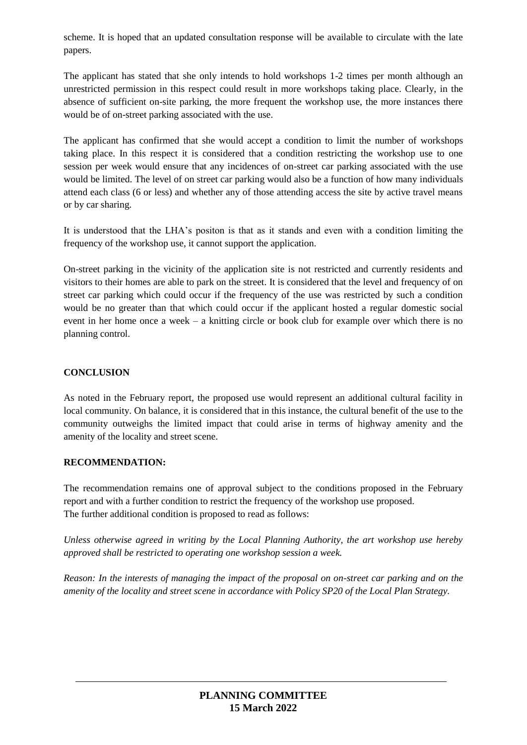scheme. It is hoped that an updated consultation response will be available to circulate with the late papers.

The applicant has stated that she only intends to hold workshops 1-2 times per month although an unrestricted permission in this respect could result in more workshops taking place. Clearly, in the absence of sufficient on-site parking, the more frequent the workshop use, the more instances there would be of on-street parking associated with the use.

The applicant has confirmed that she would accept a condition to limit the number of workshops taking place. In this respect it is considered that a condition restricting the workshop use to one session per week would ensure that any incidences of on-street car parking associated with the use would be limited. The level of on street car parking would also be a function of how many individuals attend each class (6 or less) and whether any of those attending access the site by active travel means or by car sharing.

It is understood that the LHA's positon is that as it stands and even with a condition limiting the frequency of the workshop use, it cannot support the application.

On-street parking in the vicinity of the application site is not restricted and currently residents and visitors to their homes are able to park on the street. It is considered that the level and frequency of on street car parking which could occur if the frequency of the use was restricted by such a condition would be no greater than that which could occur if the applicant hosted a regular domestic social event in her home once a week – a knitting circle or book club for example over which there is no planning control.

**CONCLUSION**

As noted in the February report, the proposed use would represent an additional cultural facility in local community. On balance, it is considered that in this instance, the cultural benefit of the use to the community outweighs the limited impact that could arise in terms of highway amenity and the amenity of the locality and street scene.

**RECOMMENDATION:**

The recommendation remains one of approval subject to the conditions proposed in the February report and with a further condition to restrict the frequency of the workshop use proposed.
The further additional condition is proposed to read as follows:

*Unless otherwise agreed in writing by the Local Planning Authority, the art workshop use hereby approved shall be restricted to operating one workshop session a week.*

*Reason: In the interests of managing the impact of the proposal on on-street car parking and on the amenity of the locality and street scene in accordance with Policy SP20 of the Local Plan Strategy.*